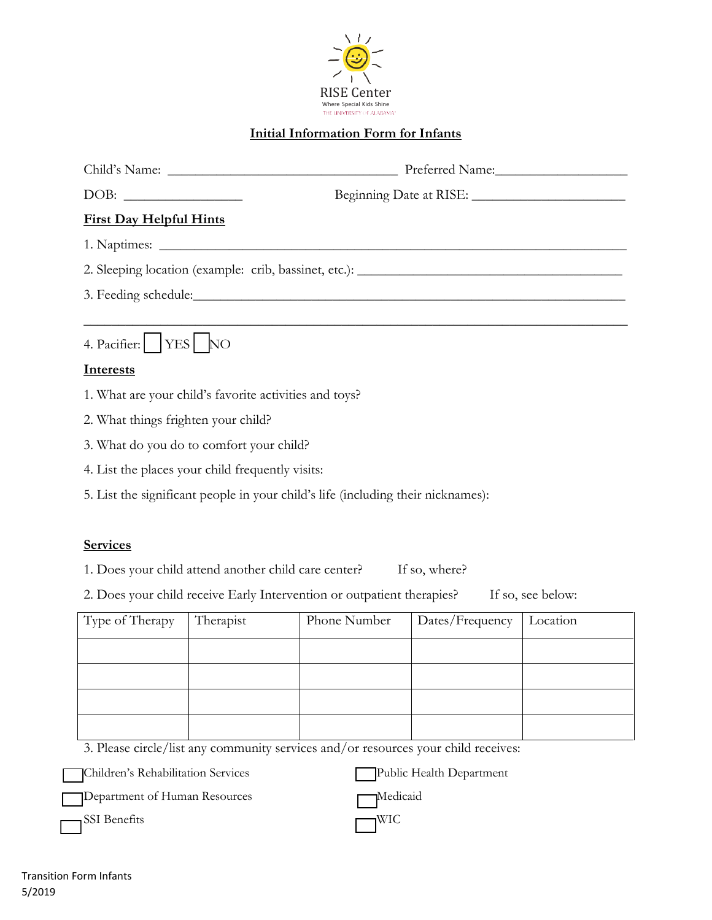RISE Center

Where Special Kids Shine

THE UNIVERSITY OF ALABAMA

## Initial Information Form for Infants

Child's Name: ________________________________ Preferred Name:__________________

DOB: ________________ Beginning Date at RISE: ______________________

**First Day Helpful Hints**

1. Naptimes: ________________________________________________________________

2. Sleeping location (example: crib, bassinet, etc.): ____________________________________

3. Feeding schedule:___________________________________________________________

_______________________________________________________________________________

4. Pacifier: ☐ YES ☐ NO

**Interests**

1. What are your child's favorite activities and toys?

2. What things frighten your child?

3. What do you do to comfort your child?

4. List the places your child frequently visits:

5. List the significant people in your child's life (including their nicknames):

**Services**

1. Does your child attend another child care center? If so, where?

2. Does your child receive Early Intervention or outpatient therapies? If so, see below:

| Type of Therapy | Therapist | Phone Number | Dates/Frequency | Location |
|---|---|---|---|---|
| | | | | |
| | | | | |
| | | | | |
| | | | | |

3. Please circle/list any community services and/or resources your child receives:

☐ Children's Rehabilitation Services

☐ Public Health Department

☐ Department of Human Resources

☐ Medicaid

☐ SSI Benefits

☐ WIC

Transition Form Infants
5/2019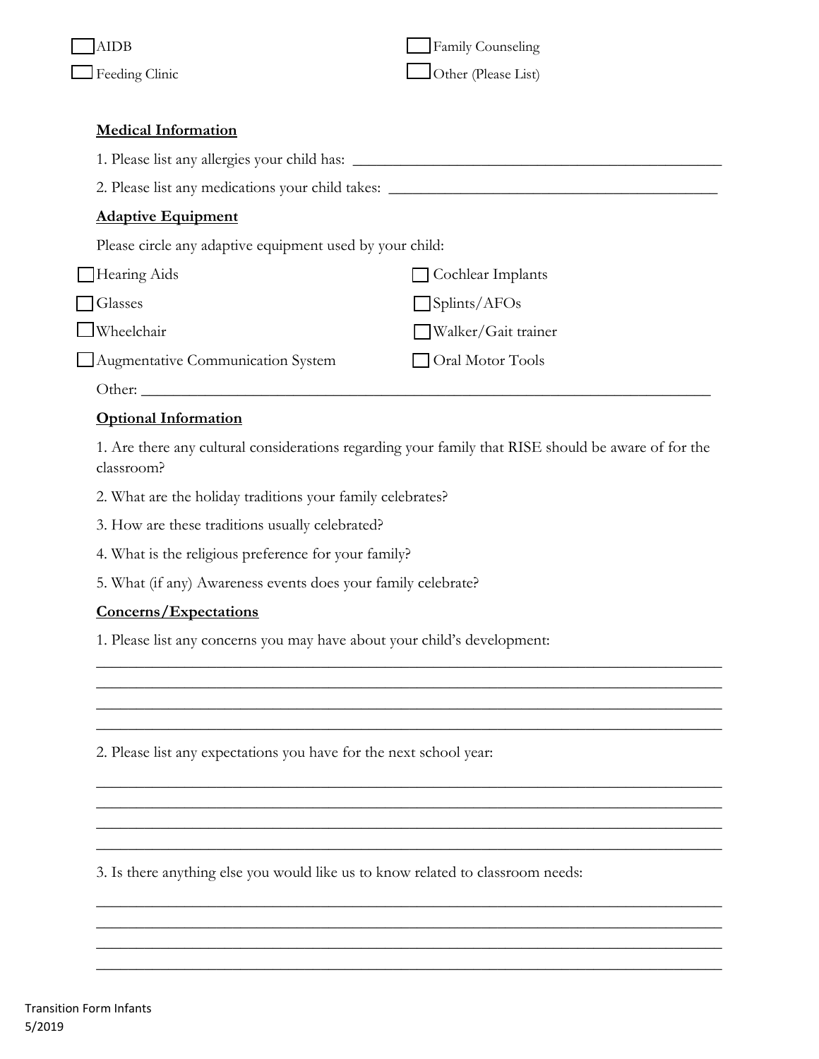- [ ] AIDB
- [ ] Family Counseling
- [ ] Feeding Clinic
- [ ] Other (Please List)

**Medical Information**

1. Please list any allergies your child has: ______________________________________________

2. Please list any medications your child takes: ___________________________________________

**Adaptive Equipment**

Please circle any adaptive equipment used by your child:

- [ ] Hearing Aids
- [ ] Cochlear Implants
- [ ] Glasses
- [ ] Splints/AFOs
- [ ] Wheelchair
- [ ] Walker/Gait trainer
- [ ] Augmentative Communication System
- [ ] Oral Motor Tools

Other: ______________________________________________________________________

**Optional Information**

1. Are there any cultural considerations regarding your family that RISE should be aware of for the classroom?

2. What are the holiday traditions your family celebrates?

3. How are these traditions usually celebrated?

4. What is the religious preference for your family?

5. What (if any) Awareness events does your family celebrate?

**Concerns/Expectations**

1. Please list any concerns you may have about your child's development:

____________________________________________________________________________
____________________________________________________________________________
____________________________________________________________________________
____________________________________________________________________________

2. Please list any expectations you have for the next school year:

____________________________________________________________________________
____________________________________________________________________________
____________________________________________________________________________
____________________________________________________________________________

3. Is there anything else you would like us to know related to classroom needs:

____________________________________________________________________________
____________________________________________________________________________
____________________________________________________________________________
____________________________________________________________________________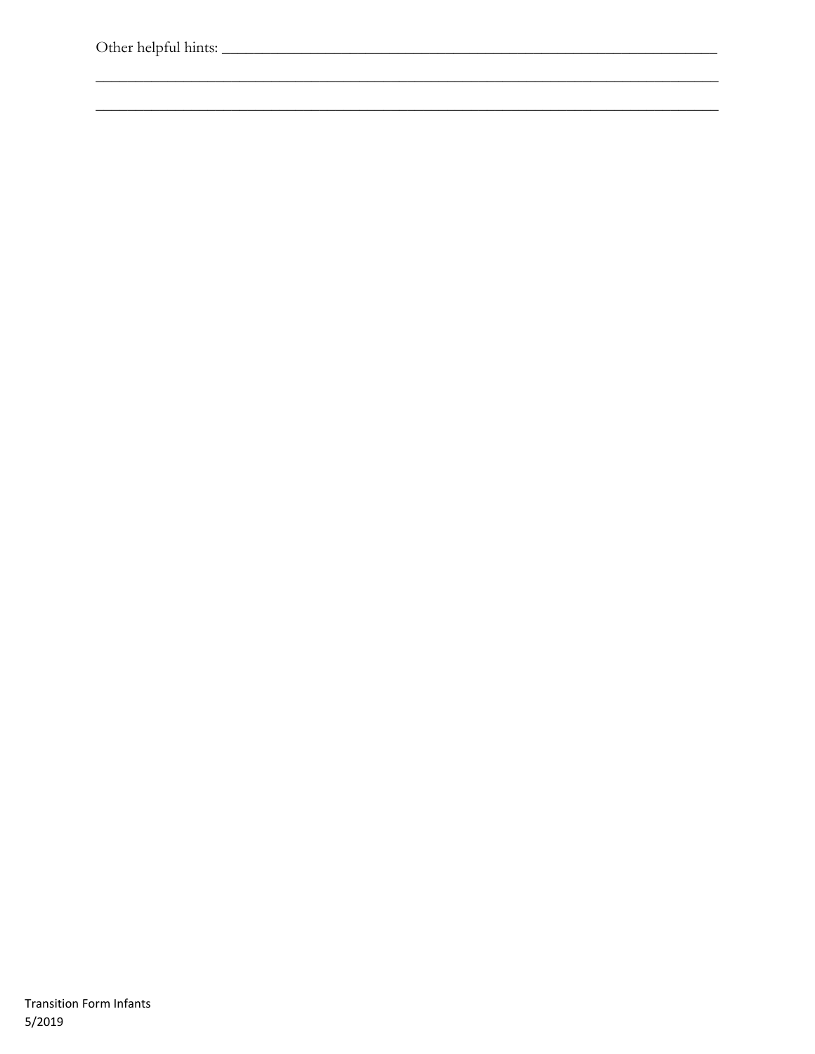Other helpful hints: ___________________________________________________________________

_____________________________________________________________________________________

_____________________________________________________________________________________